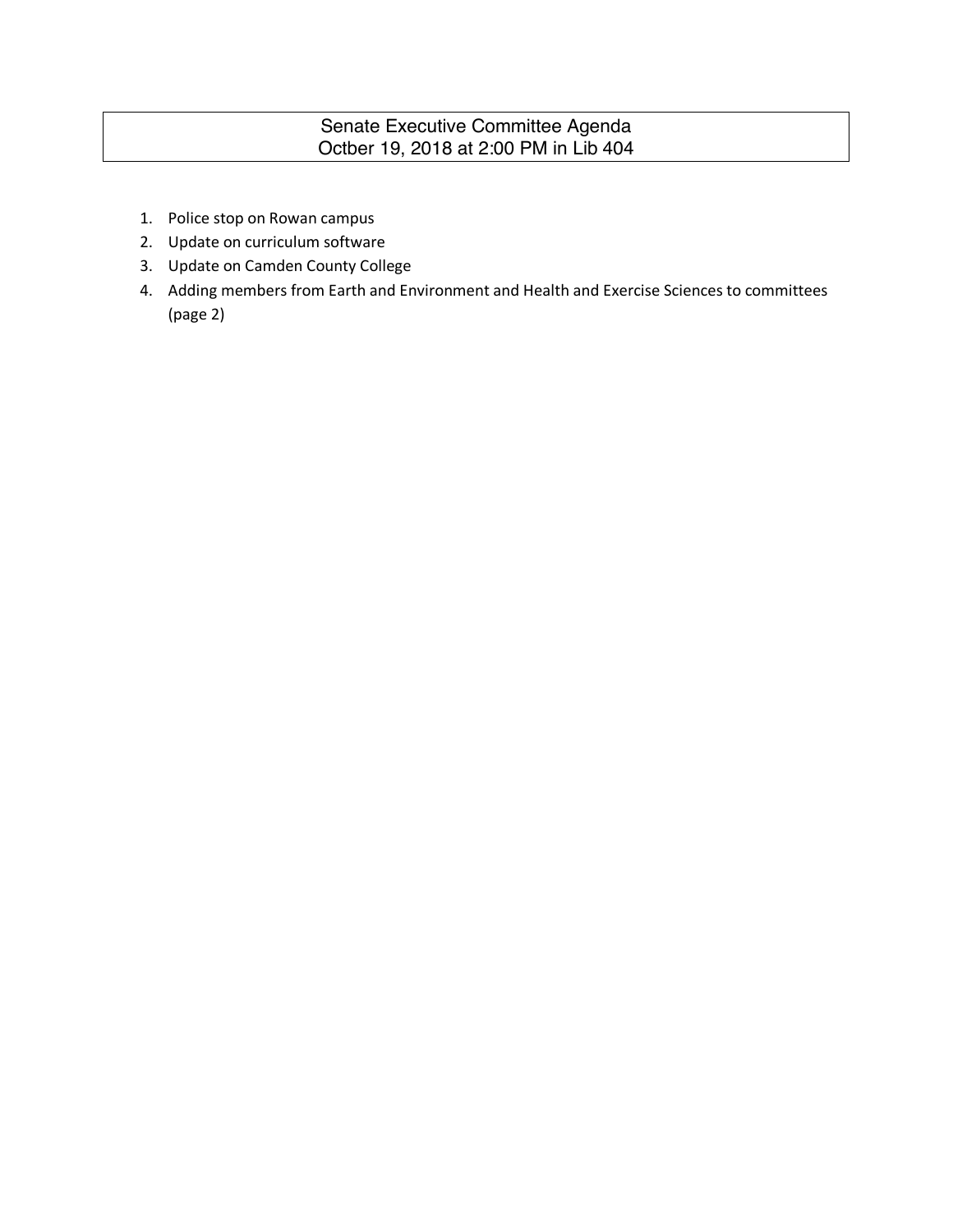# Senate Executive Committee Agenda
## Octber 19, 2018 at 2:00 PM in Lib 404

1. Police stop on Rowan campus
2. Update on curriculum software
3. Update on Camden County College
4. Adding members from Earth and Environment and Health and Exercise Sciences to committees (page 2)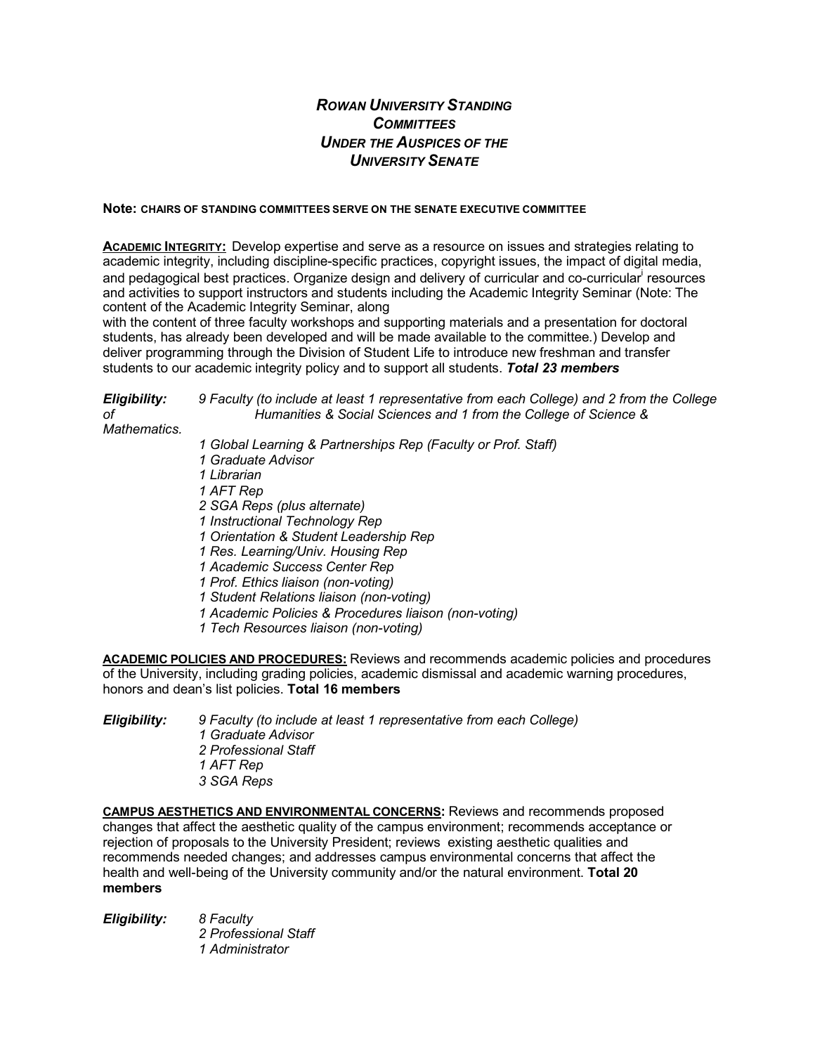# *ROWAN UNIVERSITY STANDING COMMITTEES UNDER THE AUSPICES OF THE UNIVERSITY SENATE*

**Note: CHAIRS OF STANDING COMMITTEES SERVE ON THE SENATE EXECUTIVE COMMITTEE**

**ACADEMIC INTEGRITY:** Develop expertise and serve as a resource on issues and strategies relating to academic integrity, including discipline-specific practices, copyright issues, the impact of digital media, and pedagogical best practices. Organize design and delivery of curricular and co-curricular[i] resources and activities to support instructors and students including the Academic Integrity Seminar (Note: The content of the Academic Integrity Seminar, along
with the content of three faculty workshops and supporting materials and a presentation for doctoral students, has already been developed and will be made available to the committee.) Develop and deliver programming through the Division of Student Life to introduce new freshman and transfer students to our academic integrity policy and to support all students. ***Total 23 members***

***Eligibility:*** *9 Faculty (to include at least 1 representative from each College) and 2 from the College of Humanities & Social Sciences and 1 from the College of Science & Mathematics.*

- *1 Global Learning & Partnerships Rep (Faculty or Prof. Staff)*
- *1 Graduate Advisor*
- *1 Librarian*
- *1 AFT Rep*
- *2 SGA Reps (plus alternate)*
- *1 Instructional Technology Rep*
- *1 Orientation & Student Leadership Rep*
- *1 Res. Learning/Univ. Housing Rep*
- *1 Academic Success Center Rep*
- *1 Prof. Ethics liaison (non-voting)*
- *1 Student Relations liaison (non-voting)*
- *1 Academic Policies & Procedures liaison (non-voting)*
- *1 Tech Resources liaison (non-voting)*

**ACADEMIC POLICIES AND PROCEDURES:** Reviews and recommends academic policies and procedures of the University, including grading policies, academic dismissal and academic warning procedures, honors and dean's list policies. **Total 16 members**

***Eligibility:*** *9 Faculty (to include at least 1 representative from each College)*

- *1 Graduate Advisor*
- *2 Professional Staff*
- *1 AFT Rep*
- *3 SGA Reps*

**CAMPUS AESTHETICS AND ENVIRONMENTAL CONCERNS:** Reviews and recommends proposed changes that affect the aesthetic quality of the campus environment; recommends acceptance or rejection of proposals to the University President; reviews existing aesthetic qualities and recommends needed changes; and addresses campus environmental concerns that affect the health and well-being of the University community and/or the natural environment. **Total 20 members**

***Eligibility:*** *8 Faculty*

- *2 Professional Staff*
- *1 Administrator*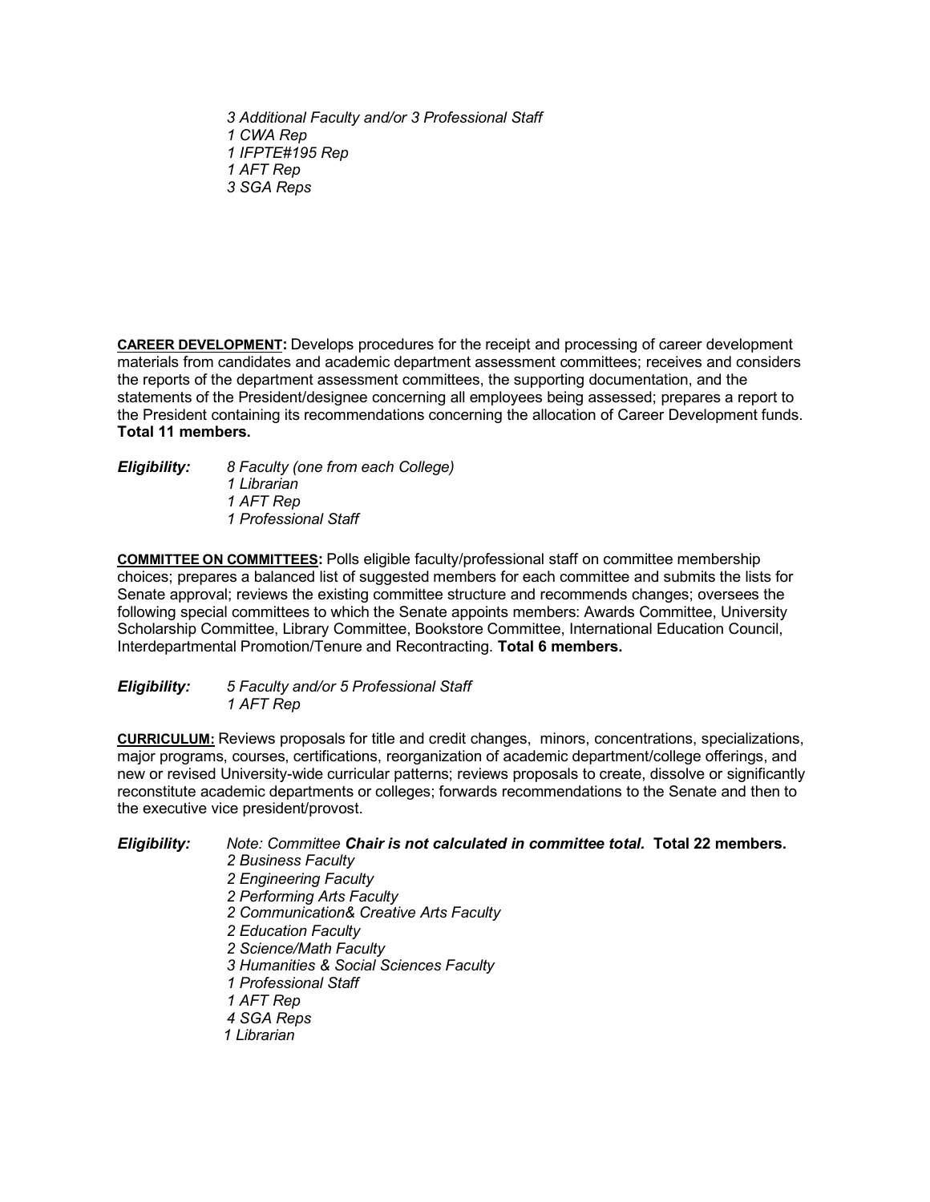*3 Additional Faculty and/or 3 Professional Staff*
*1 CWA Rep*
*1 IFPTE#195 Rep*
*1 AFT Rep*
*3 SGA Reps*

**CAREER DEVELOPMENT:** Develops procedures for the receipt and processing of career development materials from candidates and academic department assessment committees; receives and considers the reports of the department assessment committees, the supporting documentation, and the statements of the President/designee concerning all employees being assessed; prepares a report to the President containing its recommendations concerning the allocation of Career Development funds. **Total 11 members.**

***Eligibility:*** *8 Faculty (one from each College)*
*1 Librarian*
*1 AFT Rep*
*1 Professional Staff*

**COMMITTEE ON COMMITTEES:** Polls eligible faculty/professional staff on committee membership choices; prepares a balanced list of suggested members for each committee and submits the lists for Senate approval; reviews the existing committee structure and recommends changes; oversees the following special committees to which the Senate appoints members: Awards Committee, University Scholarship Committee, Library Committee, Bookstore Committee, International Education Council, Interdepartmental Promotion/Tenure and Recontracting. **Total 6 members.**

***Eligibility:*** *5 Faculty and/or 5 Professional Staff*
*1 AFT Rep*

**CURRICULUM:** Reviews proposals for title and credit changes, minors, concentrations, specializations, major programs, courses, certifications, reorganization of academic department/college offerings, and new or revised University-wide curricular patterns; reviews proposals to create, dissolve or significantly reconstitute academic departments or colleges; forwards recommendations to the Senate and then to the executive vice president/provost.

***Eligibility:*** *Note: Committee* ***Chair is not calculated in committee total.*** **Total 22 members.**
*2 Business Faculty*
*2 Engineering Faculty*
*2 Performing Arts Faculty*
*2 Communication& Creative Arts Faculty*
*2 Education Faculty*
*2 Science/Math Faculty*
*3 Humanities & Social Sciences Faculty*
*1 Professional Staff*
*1 AFT Rep*
*4 SGA Reps*
*1 Librarian*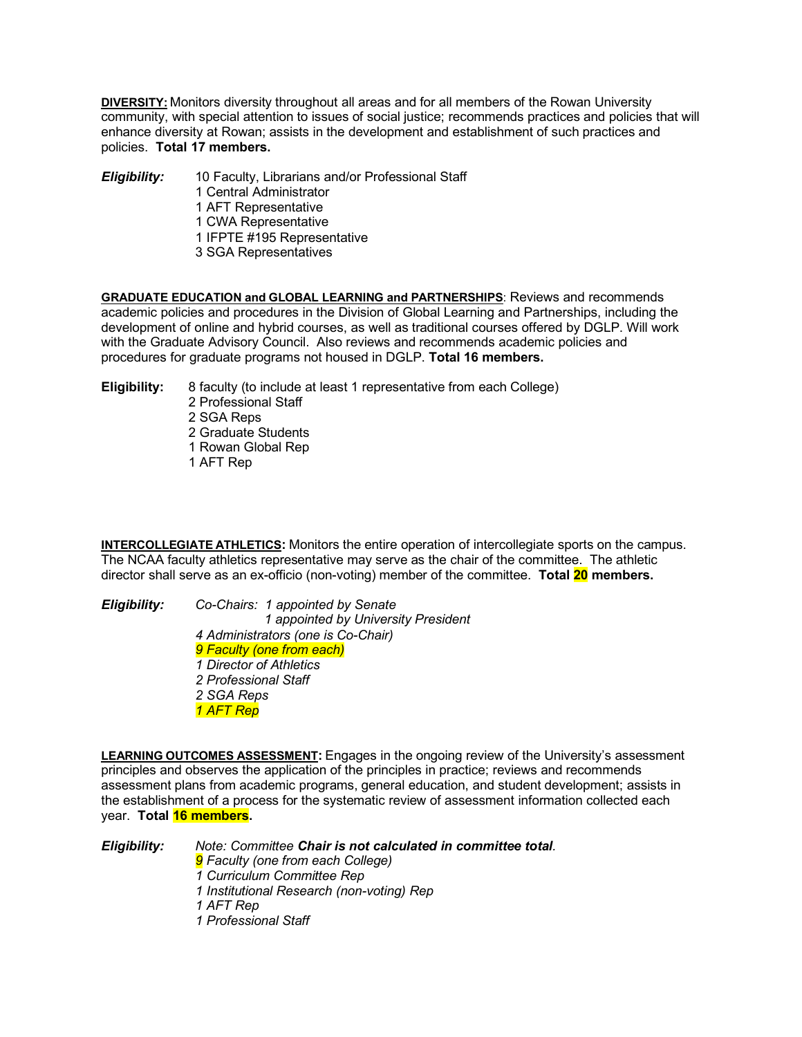**DIVERSITY:** Monitors diversity throughout all areas and for all members of the Rowan University community, with special attention to issues of social justice; recommends practices and policies that will enhance diversity at Rowan; assists in the development and establishment of such practices and policies. **Total 17 members.**

***Eligibility:***
- 10 Faculty, Librarians and/or Professional Staff
- 1 Central Administrator
- 1 AFT Representative
- 1 CWA Representative
- 1 IFPTE #195 Representative
- 3 SGA Representatives

**GRADUATE EDUCATION and GLOBAL LEARNING and PARTNERSHIPS**: Reviews and recommends academic policies and procedures in the Division of Global Learning and Partnerships, including the development of online and hybrid courses, as well as traditional courses offered by DGLP. Will work with the Graduate Advisory Council. Also reviews and recommends academic policies and procedures for graduate programs not housed in DGLP. **Total 16 members.**

**Eligibility:**
- 8 faculty (to include at least 1 representative from each College)
- 2 Professional Staff
- 2 SGA Reps
- 2 Graduate Students
- 1 Rowan Global Rep
- 1 AFT Rep

**INTERCOLLEGIATE ATHLETICS:** Monitors the entire operation of intercollegiate sports on the campus. The NCAA faculty athletics representative may serve as the chair of the committee. The athletic director shall serve as an ex-officio (non-voting) member of the committee. **Total 20 members.**

***Eligibility:***
- *Co-Chairs: 1 appointed by Senate*
  - *1 appointed by University President*
- *4 Administrators (one is Co-Chair)*
- *9 Faculty (one from each)*
- *1 Director of Athletics*
- *2 Professional Staff*
- *2 SGA Reps*
- *1 AFT Rep*

**LEARNING OUTCOMES ASSESSMENT:** Engages in the ongoing review of the University's assessment principles and observes the application of the principles in practice; reviews and recommends assessment plans from academic programs, general education, and student development; assists in the establishment of a process for the systematic review of assessment information collected each year. **Total 16 members.**

***Eligibility:*** *Note: Committee **Chair is not calculated in committee total**.*
- *9 Faculty (one from each College)*
- *1 Curriculum Committee Rep*
- *1 Institutional Research (non-voting) Rep*
- *1 AFT Rep*
- *1 Professional Staff*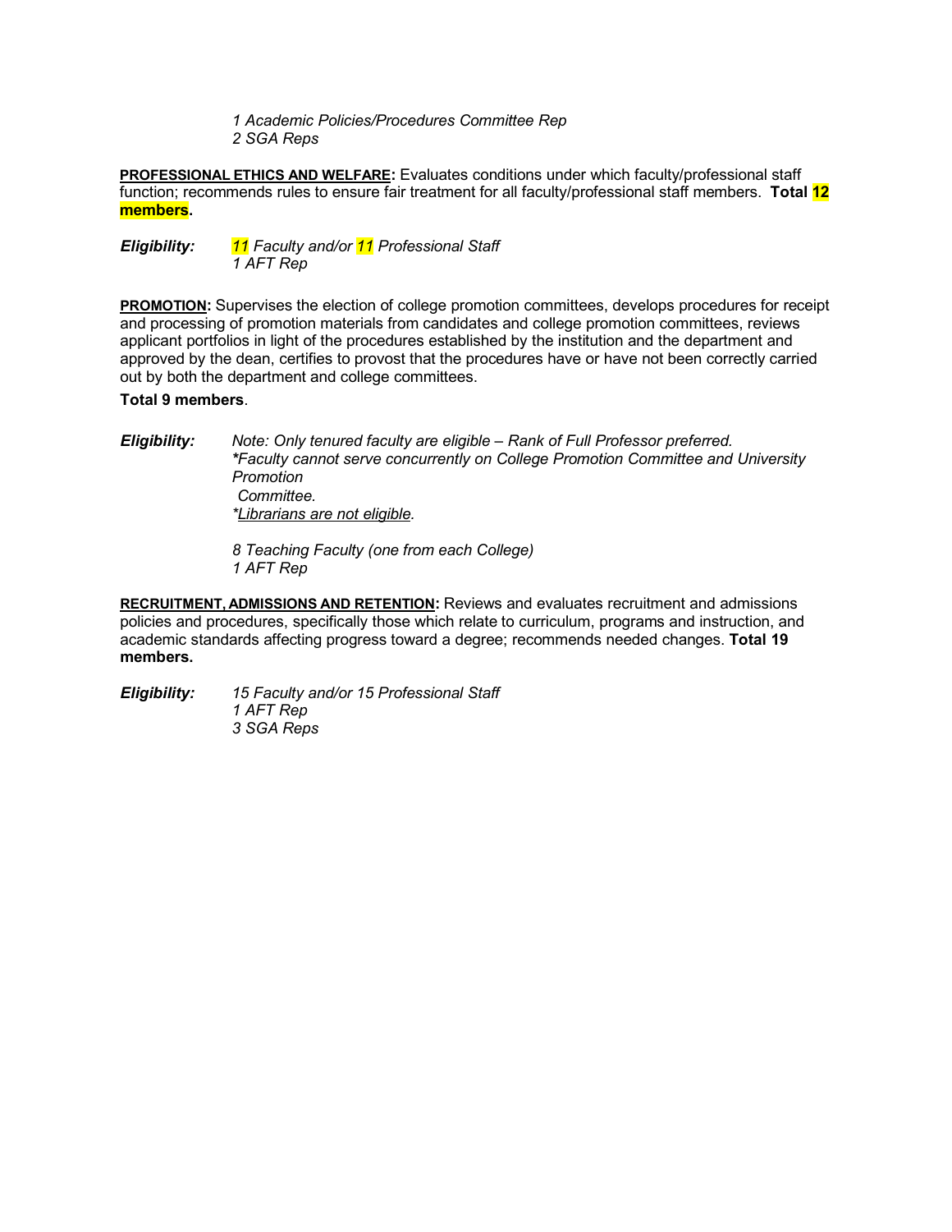*1 Academic Policies/Procedures Committee Rep*
*2 SGA Reps*

**PROFESSIONAL ETHICS AND WELFARE:** Evaluates conditions under which faculty/professional staff function; recommends rules to ensure fair treatment for all faculty/professional staff members. **Total 12 members.**

***Eligibility:*** *11 Faculty and/or 11 Professional Staff*
*1 AFT Rep*

**PROMOTION:** Supervises the election of college promotion committees, develops procedures for receipt and processing of promotion materials from candidates and college promotion committees, reviews applicant portfolios in light of the procedures established by the institution and the department and approved by the dean, certifies to provost that the procedures have or have not been correctly carried out by both the department and college committees.

**Total 9 members**.

***Eligibility:*** *Note: Only tenured faculty are eligible – Rank of Full Professor preferred.*
***Faculty cannot serve concurrently on College Promotion Committee and University Promotion Committee.***
*\*Librarians are not eligible.*

*8 Teaching Faculty (one from each College)*
*1 AFT Rep*

**RECRUITMENT, ADMISSIONS AND RETENTION:** Reviews and evaluates recruitment and admissions policies and procedures, specifically those which relate to curriculum, programs and instruction, and academic standards affecting progress toward a degree; recommends needed changes. **Total 19 members.**

***Eligibility:*** *15 Faculty and/or 15 Professional Staff*
*1 AFT Rep*
*3 SGA Reps*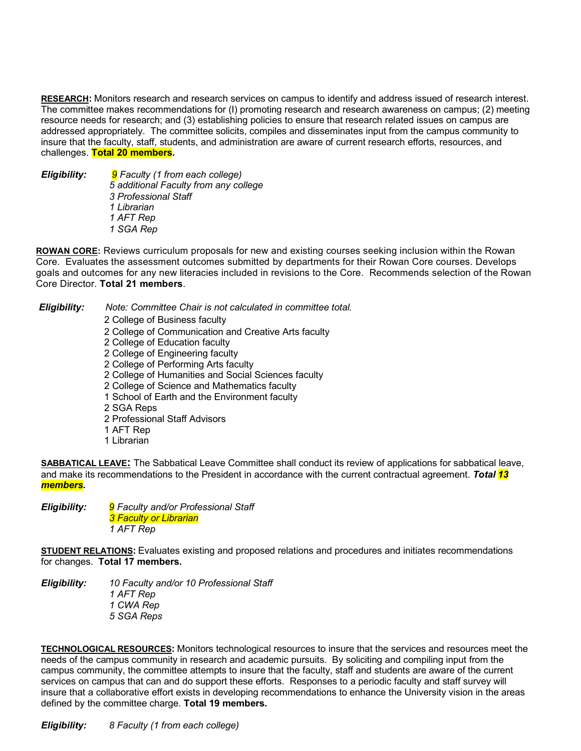**RESEARCH:** Monitors research and research services on campus to identify and address issued of research interest. The committee makes recommendations for (l) promoting research and research awareness on campus; (2) meeting resource needs for research; and (3) establishing policies to ensure that research related issues on campus are addressed appropriately. The committee solicits, compiles and disseminates input from the campus community to insure that the faculty, staff, students, and administration are aware of current research efforts, resources, and challenges. **Total 20 members.**

***Eligibility:*** *9 Faculty (1 from each college)*
*5 additional Faculty from any college*
*3 Professional Staff*
*1 Librarian*
*1 AFT Rep*
*1 SGA Rep*

**ROWAN CORE:** Reviews curriculum proposals for new and existing courses seeking inclusion within the Rowan Core. Evaluates the assessment outcomes submitted by departments for their Rowan Core courses. Develops goals and outcomes for any new literacies included in revisions to the Core. Recommends selection of the Rowan Core Director. **Total 21 members**.

***Eligibility:*** *Note: Committee Chair is not calculated in committee total.*
2 College of Business faculty
2 College of Communication and Creative Arts faculty
2 College of Education faculty
2 College of Engineering faculty
2 College of Performing Arts faculty
2 College of Humanities and Social Sciences faculty
2 College of Science and Mathematics faculty
1 School of Earth and the Environment faculty
2 SGA Reps
2 Professional Staff Advisors
1 AFT Rep
1 Librarian

**SABBATICAL LEAVE:** The Sabbatical Leave Committee shall conduct its review of applications for sabbatical leave, and make its recommendations to the President in accordance with the current contractual agreement. ***Total 13 members.***

***Eligibility:*** *9 Faculty and/or Professional Staff*
*3 Faculty or Librarian*
*1 AFT Rep*

**STUDENT RELATIONS:** Evaluates existing and proposed relations and procedures and initiates recommendations for changes. **Total 17 members.**

***Eligibility:*** *10 Faculty and/or 10 Professional Staff*
*1 AFT Rep*
*1 CWA Rep*
*5 SGA Reps*

**TECHNOLOGICAL RESOURCES:** Monitors technological resources to insure that the services and resources meet the needs of the campus community in research and academic pursuits. By soliciting and compiling input from the campus community, the committee attempts to insure that the faculty, staff and students are aware of the current services on campus that can and do support these efforts. Responses to a periodic faculty and staff survey will insure that a collaborative effort exists in developing recommendations to enhance the University vision in the areas defined by the committee charge. **Total 19 members.**

***Eligibility:*** *8 Faculty (1 from each college)*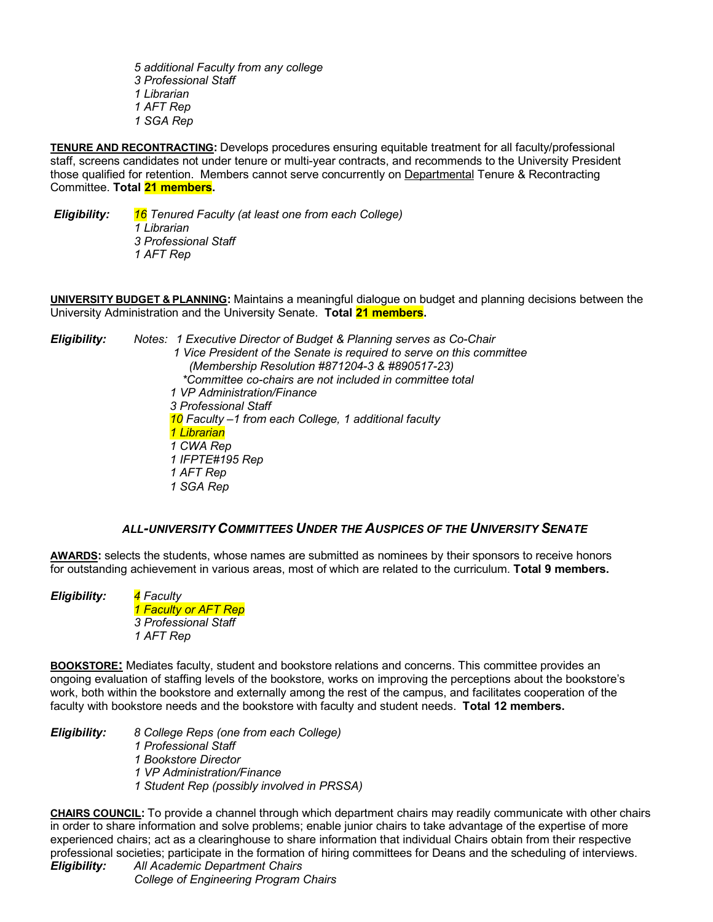*5 additional Faculty from any college*
*3 Professional Staff*
*1 Librarian*
*1 AFT Rep*
*1 SGA Rep*

**TENURE AND RECONTRACTING:** Develops procedures ensuring equitable treatment for all faculty/professional staff, screens candidates not under tenure or multi-year contracts, and recommends to the University President those qualified for retention. Members cannot serve concurrently on Departmental Tenure & Recontracting Committee. **Total 21 members.**

***Eligibility:*** *16 Tenured Faculty (at least one from each College)*
*1 Librarian*
*3 Professional Staff*
*1 AFT Rep*

**UNIVERSITY BUDGET & PLANNING:** Maintains a meaningful dialogue on budget and planning decisions between the University Administration and the University Senate. **Total 21 members.**

***Eligibility:*** *Notes: 1 Executive Director of Budget & Planning serves as Co-Chair*
*1 Vice President of the Senate is required to serve on this committee*
*(Membership Resolution #871204-3 & #890517-23)*
*\*Committee co-chairs are not included in committee total*
*1 VP Administration/Finance*
*3 Professional Staff*
*10 Faculty –1 from each College, 1 additional faculty*
*1 Librarian*
*1 CWA Rep*
*1 IFPTE#195 Rep*
*1 AFT Rep*
*1 SGA Rep*

## *ALL-UNIVERSITY COMMITTEES UNDER THE AUSPICES OF THE UNIVERSITY SENATE*

**AWARDS:** selects the students, whose names are submitted as nominees by their sponsors to receive honors for outstanding achievement in various areas, most of which are related to the curriculum. **Total 9 members.**

***Eligibility:*** *4 Faculty*
*1 Faculty or AFT Rep*
*3 Professional Staff*
*1 AFT Rep*

**BOOKSTORE:** Mediates faculty, student and bookstore relations and concerns. This committee provides an ongoing evaluation of staffing levels of the bookstore, works on improving the perceptions about the bookstore's work, both within the bookstore and externally among the rest of the campus, and facilitates cooperation of the faculty with bookstore needs and the bookstore with faculty and student needs. **Total 12 members.**

***Eligibility:*** *8 College Reps (one from each College)*
*1 Professional Staff*
*1 Bookstore Director*
*1 VP Administration/Finance*
*1 Student Rep (possibly involved in PRSSA)*

**CHAIRS COUNCIL:** To provide a channel through which department chairs may readily communicate with other chairs in order to share information and solve problems; enable junior chairs to take advantage of the expertise of more experienced chairs; act as a clearinghouse to share information that individual Chairs obtain from their respective professional societies; participate in the formation of hiring committees for Deans and the scheduling of interviews.
***Eligibility:*** *All Academic Department Chairs*
*College of Engineering Program Chairs*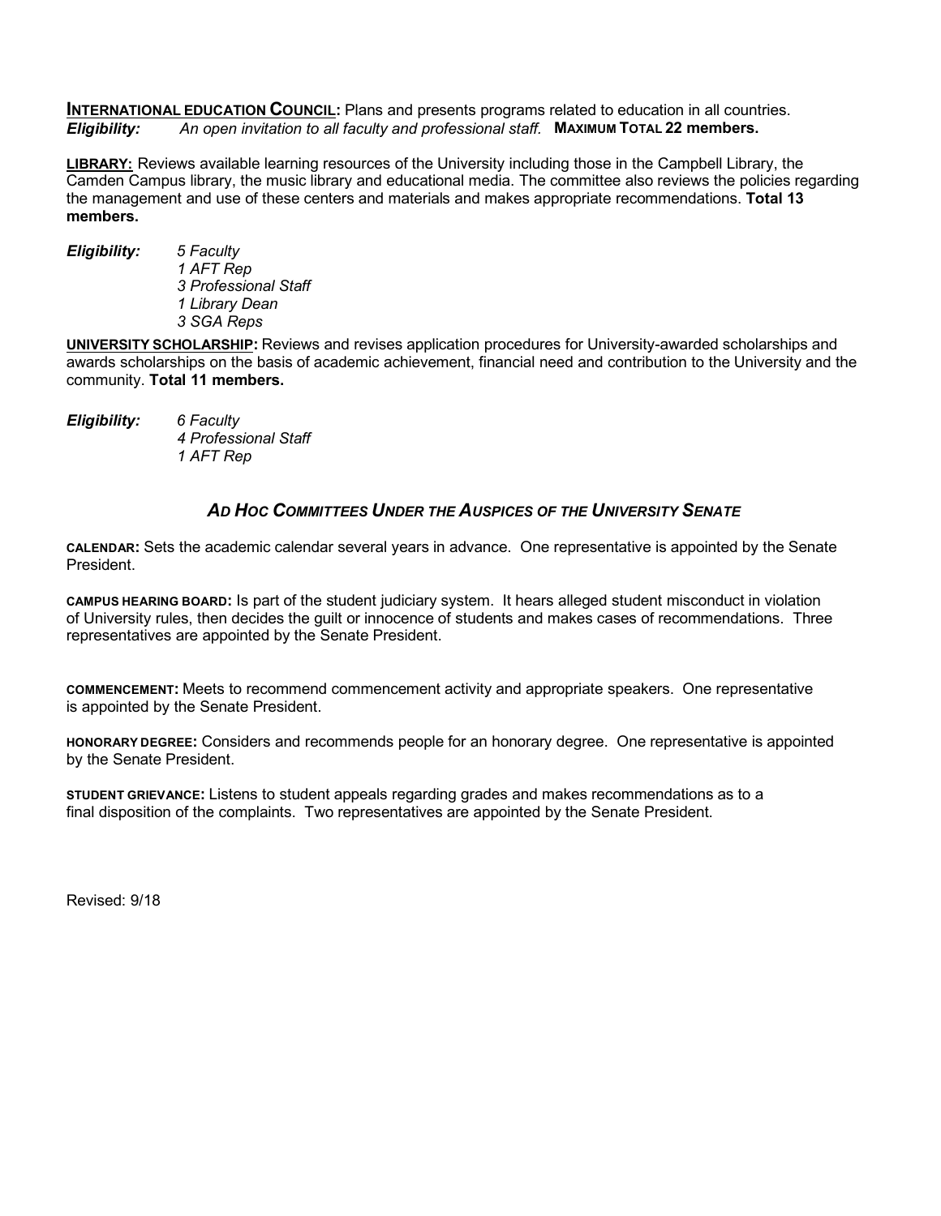**INTERNATIONAL EDUCATION COUNCIL:** Plans and presents programs related to education in all countries.
***Eligibility:*** *An open invitation to all faculty and professional staff.* **MAXIMUM TOTAL 22 members.**

**LIBRARY:** Reviews available learning resources of the University including those in the Campbell Library, the Camden Campus library, the music library and educational media. The committee also reviews the policies regarding the management and use of these centers and materials and makes appropriate recommendations. **Total 13 members.**

***Eligibility:***
*5 Faculty*
*1 AFT Rep*
*3 Professional Staff*
*1 Library Dean*
*3 SGA Reps*

**UNIVERSITY SCHOLARSHIP:** Reviews and revises application procedures for University-awarded scholarships and awards scholarships on the basis of academic achievement, financial need and contribution to the University and the community. **Total 11 members.**

***Eligibility:***
*6 Faculty*
*4 Professional Staff*
*1 AFT Rep*

## *AD HOC COMMITTEES UNDER THE AUSPICES OF THE UNIVERSITY SENATE*

**CALENDAR:** Sets the academic calendar several years in advance. One representative is appointed by the Senate President.

**CAMPUS HEARING BOARD:** Is part of the student judiciary system. It hears alleged student misconduct in violation of University rules, then decides the guilt or innocence of students and makes cases of recommendations. Three representatives are appointed by the Senate President.

**COMMENCEMENT:** Meets to recommend commencement activity and appropriate speakers. One representative is appointed by the Senate President.

**HONORARY DEGREE:** Considers and recommends people for an honorary degree. One representative is appointed by the Senate President.

**STUDENT GRIEVANCE:** Listens to student appeals regarding grades and makes recommendations as to a final disposition of the complaints. Two representatives are appointed by the Senate President.

Revised: 9/18